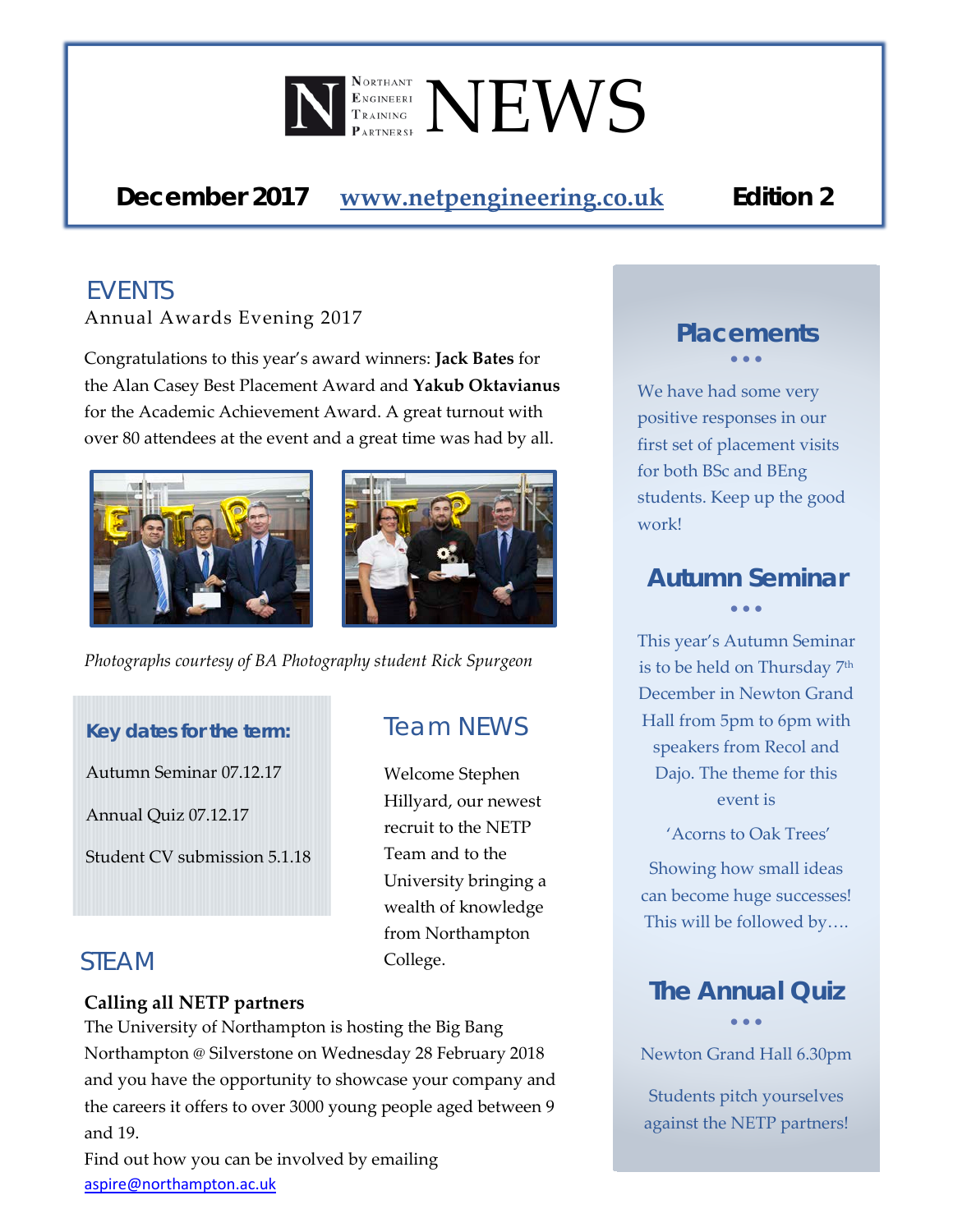# NETP NEWS

Northampton Engineering Training Partnership

**December 2017** www.netpengineering.co.uk **Edition 2**

## EVENTS

### Annual Awards Evening 2017

Congratulations to this year's award winners: **Jack Bates** for the Alan Casey Best Placement Award and **Yakub Oktavianus** for the Academic Achievement Award. A great turnout with over 80 attendees at the event and a great time was had by all.

*Photographs courtesy of BA Photography student Rick Spurgeon*

**Key dates for the term:**

Autumn Seminar 07.12.17

Annual Quiz 07.12.17

Student CV submission 5.1.18

## Team NEWS

Welcome Stephen Hillyard, our newest recruit to the NETP Team and to the University bringing a wealth of knowledge from Northampton College.

## STEAM

**Calling all NETP partners**

The University of Northampton is hosting the Big Bang Northampton @ Silverstone on Wednesday 28 February 2018 and you have the opportunity to showcase your company and the careers it offers to over 3000 young people aged between 9 and 19.

Find out how you can be involved by emailing aspire@northampton.ac.uk

## Placements

We have had some very positive responses in our first set of placement visits for both BSc and BEng students. Keep up the good work!

## Autumn Seminar

This year's Autumn Seminar is to be held on Thursday 7th December in Newton Grand Hall from 5pm to 6pm with speakers from Recol and Dajo. The theme for this event is

'Acorns to Oak Trees'

Showing how small ideas can become huge successes! This will be followed by….

## The Annual Quiz

Newton Grand Hall 6.30pm

Students pitch yourselves against the NETP partners!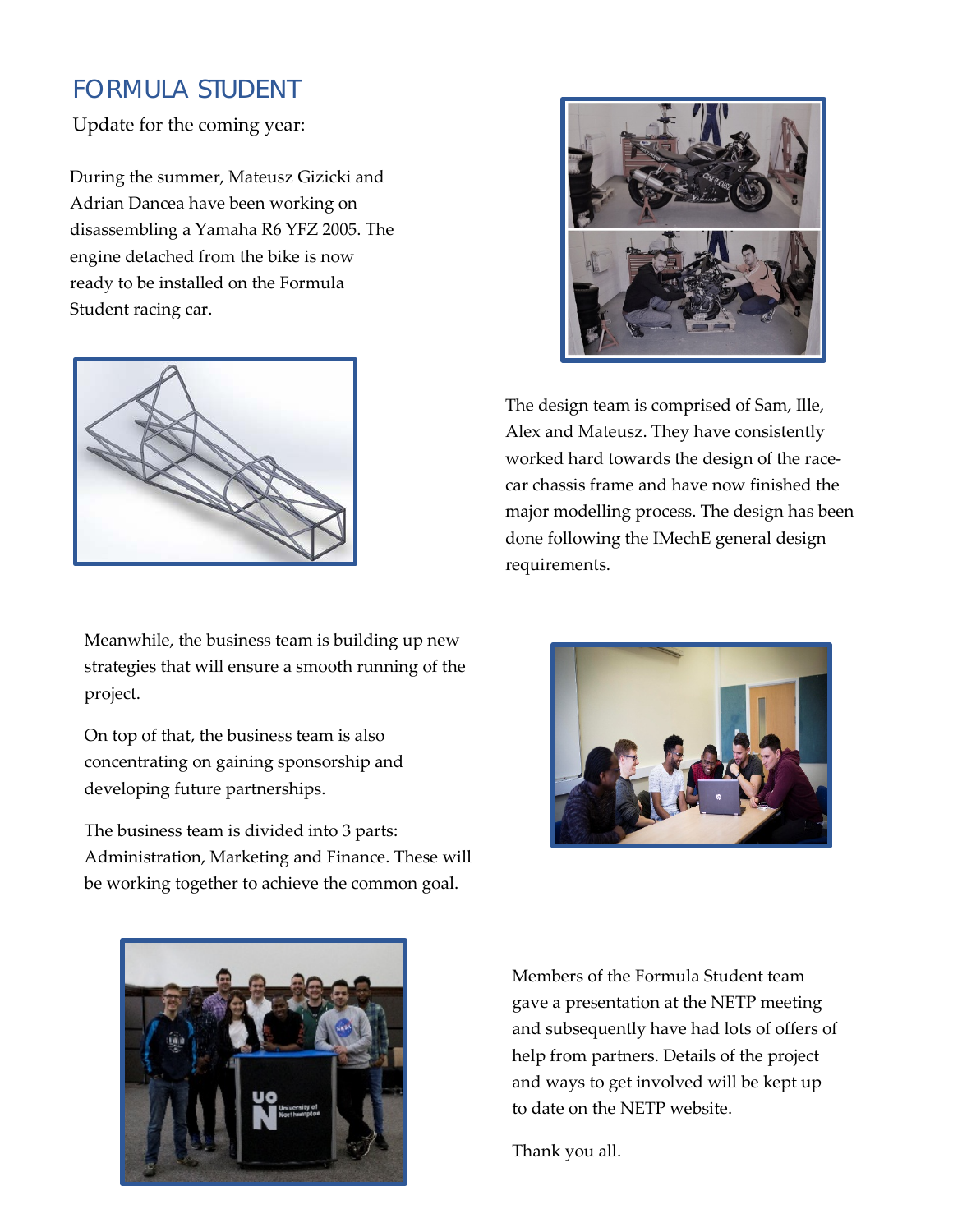# FORMULA STUDENT

Update for the coming year:

During the summer, Mateusz Gizicki and Adrian Dancea have been working on disassembling a Yamaha R6 YFZ 2005. The engine detached from the bike is now ready to be installed on the Formula Student racing car.

The design team is comprised of Sam, Ille, Alex and Mateusz. They have consistently worked hard towards the design of the race-car chassis frame and have now finished the major modelling process. The design has been done following the IMechE general design requirements.

Meanwhile, the business team is building up new strategies that will ensure a smooth running of the project.

On top of that, the business team is also concentrating on gaining sponsorship and developing future partnerships.

The business team is divided into 3 parts: Administration, Marketing and Finance. These will be working together to achieve the common goal.

Members of the Formula Student team gave a presentation at the NETP meeting and subsequently have had lots of offers of help from partners. Details of the project and ways to get involved will be kept up to date on the NETP website.

Thank you all.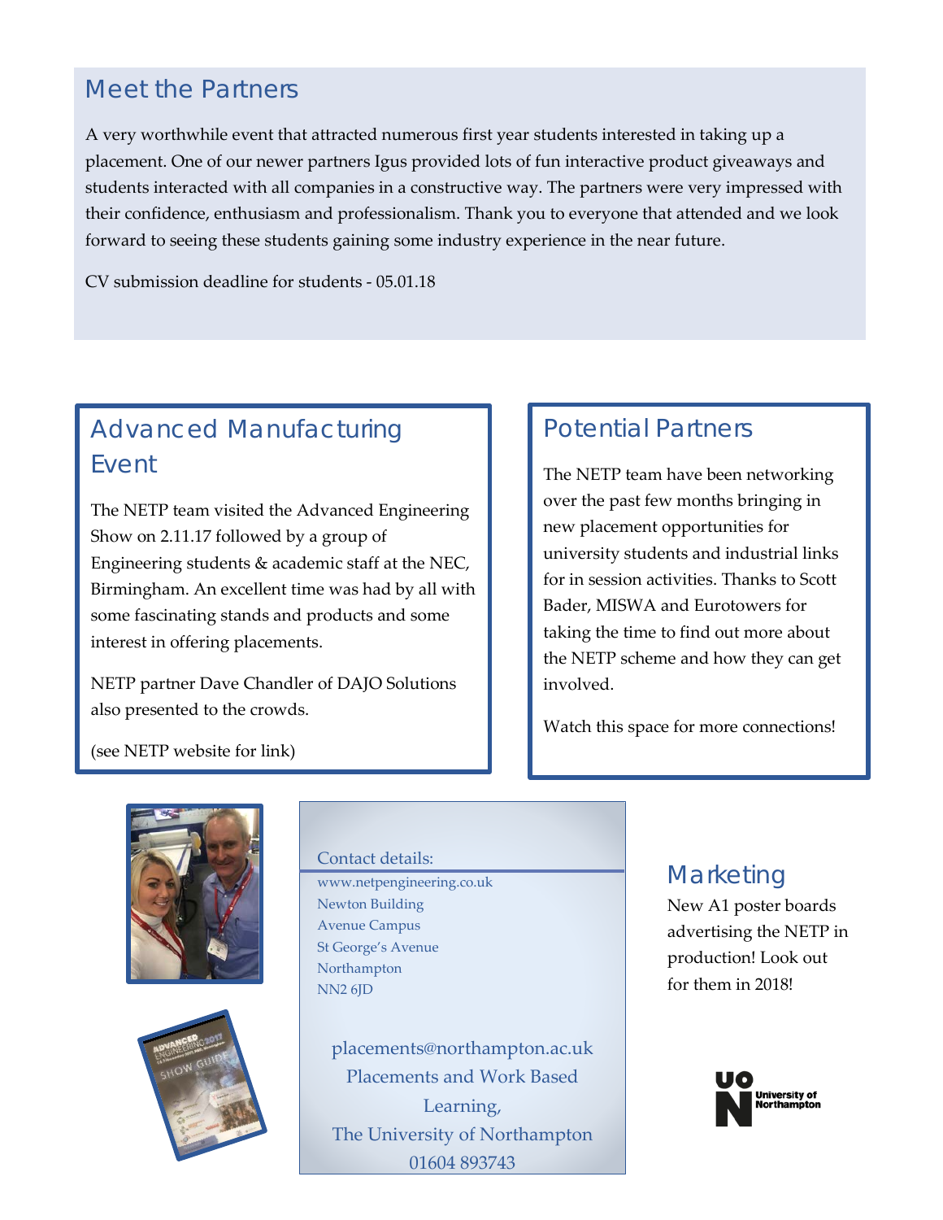## Meet the Partners

A very worthwhile event that attracted numerous first year students interested in taking up a placement. One of our newer partners Igus provided lots of fun interactive product giveaways and students interacted with all companies in a constructive way. The partners were very impressed with their confidence, enthusiasm and professionalism. Thank you to everyone that attended and we look forward to seeing these students gaining some industry experience in the near future.

CV submission deadline for students - 05.01.18

## Advanced Manufacturing Event

The NETP team visited the Advanced Engineering Show on 2.11.17 followed by a group of Engineering students & academic staff at the NEC, Birmingham. An excellent time was had by all with some fascinating stands and products and some interest in offering placements.

NETP partner Dave Chandler of DAJO Solutions also presented to the crowds.

(see NETP website for link)

## Potential Partners

The NETP team have been networking over the past few months bringing in new placement opportunities for university students and industrial links for in session activities. Thanks to Scott Bader, MISWA and Eurotowers for taking the time to find out more about the NETP scheme and how they can get involved.

Watch this space for more connections!

### Contact details:

www.netpengineering.co.uk
Newton Building
Avenue Campus
St George's Avenue
Northampton
NN2 6JD

placements@northampton.ac.uk
Placements and Work Based Learning,
The University of Northampton
01604 893743

## Marketing

New A1 poster boards advertising the NETP in production! Look out for them in 2018!

University of Northampton